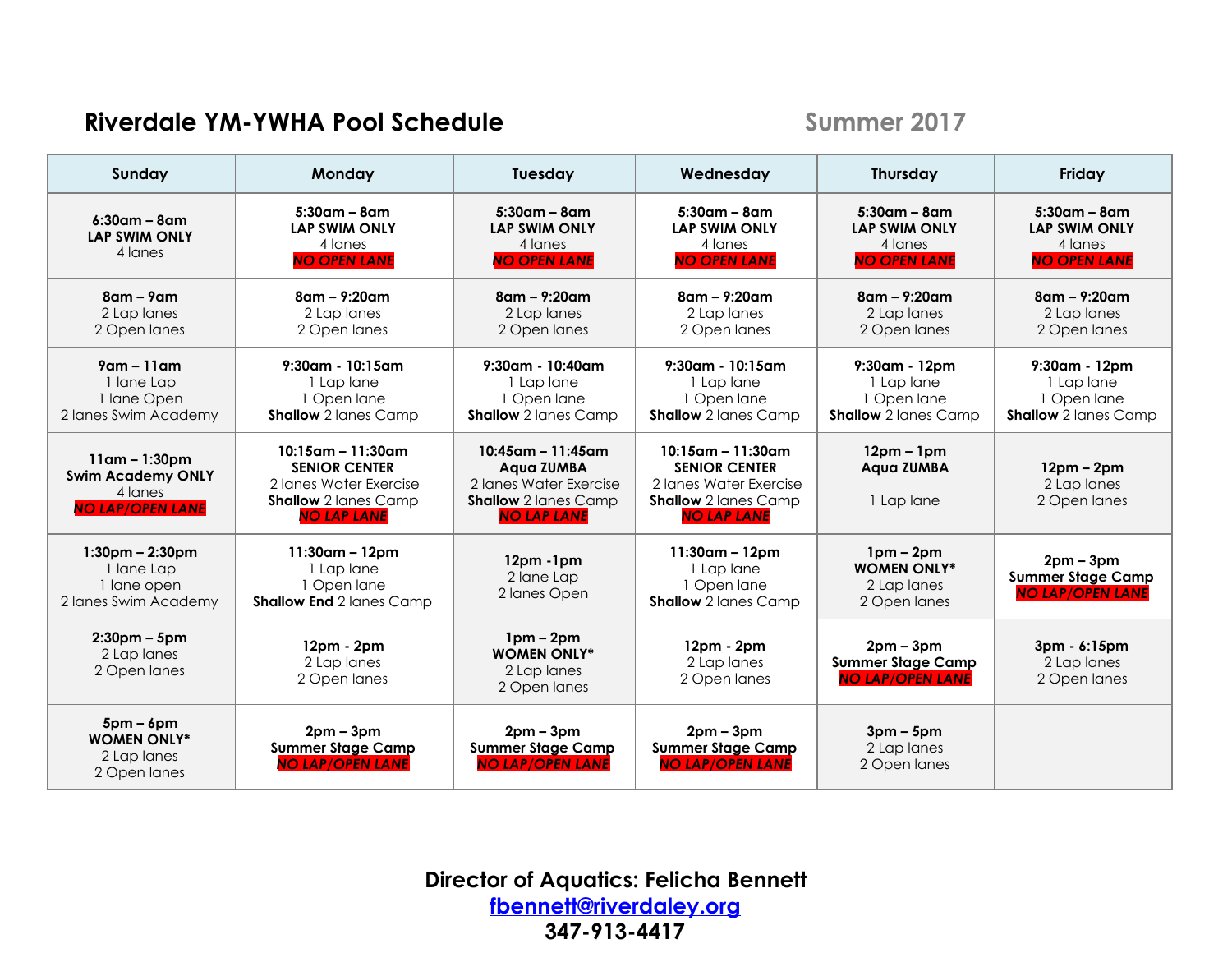# Riverdale YM-YWHA Pool Schedule

## Summer 2017

| Sunday | Monday | Tuesday | Wednesday | Thursday | Friday |
|---|---|---|---|---|---|
| **6:30am – 8am**<br>**LAP SWIM ONLY**<br>4 lanes | **5:30am – 8am**<br>**LAP SWIM ONLY**<br>4 lanes<br>***NO OPEN LANE*** | **5:30am – 8am**<br>**LAP SWIM ONLY**<br>4 lanes<br>***NO OPEN LANE*** | **5:30am – 8am**<br>**LAP SWIM ONLY**<br>4 lanes<br>***NO OPEN LANE*** | **5:30am – 8am**<br>**LAP SWIM ONLY**<br>4 lanes<br>***NO OPEN LANE*** | **5:30am – 8am**<br>**LAP SWIM ONLY**<br>4 lanes<br>***NO OPEN LANE*** |
| **8am – 9am**<br>2 Lap lanes<br>2 Open lanes | **8am – 9:20am**<br>2 Lap lanes<br>2 Open lanes | **8am – 9:20am**<br>2 Lap lanes<br>2 Open lanes | **8am – 9:20am**<br>2 Lap lanes<br>2 Open lanes | **8am – 9:20am**<br>2 Lap lanes<br>2 Open lanes | **8am – 9:20am**<br>2 Lap lanes<br>2 Open lanes |
| **9am – 11am**<br>1 lane Lap<br>1 lane Open<br>2 lanes Swim Academy | **9:30am - 10:15am**<br>1 Lap lane<br>1 Open lane<br>**Shallow** 2 lanes Camp | **9:30am - 10:40am**<br>1 Lap lane<br>1 Open lane<br>**Shallow** 2 lanes Camp | **9:30am - 10:15am**<br>1 Lap lane<br>1 Open lane<br>**Shallow** 2 lanes Camp | **9:30am - 12pm**<br>1 Lap lane<br>1 Open lane<br>**Shallow** 2 lanes Camp | **9:30am - 12pm**<br>1 Lap lane<br>1 Open lane<br>**Shallow** 2 lanes Camp |
| **11am – 1:30pm**<br>**Swim Academy ONLY**<br>4 lanes<br>***NO LAP/OPEN LANE*** | **10:15am – 11:30am**<br>**SENIOR CENTER**<br>2 lanes Water Exercise<br>**Shallow** 2 lanes Camp<br>***NO LAP LANE*** | **10:45am – 11:45am**<br>**Aqua ZUMBA**<br>2 lanes Water Exercise<br>**Shallow** 2 lanes Camp<br>***NO LAP LANE*** | **10:15am – 11:30am**<br>**SENIOR CENTER**<br>2 lanes Water Exercise<br>**Shallow** 2 lanes Camp<br>***NO LAP LANE*** | **12pm – 1pm**<br>**Aqua ZUMBA**<br><br>1 Lap lane | **12pm – 2pm**<br>2 Lap lanes<br>2 Open lanes |
| **1:30pm – 2:30pm**<br>1 lane Lap<br>1 lane open<br>2 lanes Swim Academy | **11:30am – 12pm**<br>1 Lap lane<br>1 Open lane<br>**Shallow End** 2 lanes Camp | **12pm -1pm**<br>2 lane Lap<br>2 lanes Open | **11:30am – 12pm**<br>1 Lap lane<br>1 Open lane<br>**Shallow** 2 lanes Camp | **1pm – 2pm**<br>**WOMEN ONLY***<br>2 Lap lanes<br>2 Open lanes | **2pm – 3pm**<br>**Summer Stage Camp**<br>***NO LAP/OPEN LANE*** |
| **2:30pm – 5pm**<br>2 Lap lanes<br>2 Open lanes | **12pm - 2pm**<br>2 Lap lanes<br>2 Open lanes | **1pm – 2pm**<br>**WOMEN ONLY***<br>2 Lap lanes<br>2 Open lanes | **12pm - 2pm**<br>2 Lap lanes<br>2 Open lanes | **2pm – 3pm**<br>**Summer Stage Camp**<br>***NO LAP/OPEN LANE*** | **3pm - 6:15pm**<br>2 Lap lanes<br>2 Open lanes |
| **5pm – 6pm**<br>**WOMEN ONLY***<br>2 Lap lanes<br>2 Open lanes | **2pm – 3pm**<br>**Summer Stage Camp**<br>***NO LAP/OPEN LANE*** | **2pm – 3pm**<br>**Summer Stage Camp**<br>***NO LAP/OPEN LANE*** | **2pm – 3pm**<br>**Summer Stage Camp**<br>***NO LAP/OPEN LANE*** | **3pm – 5pm**<br>2 Lap lanes<br>2 Open lanes | |

**Director of Aquatics: Felicha Bennett**
**fbennett@riverdaley.org**
**347-913-4417**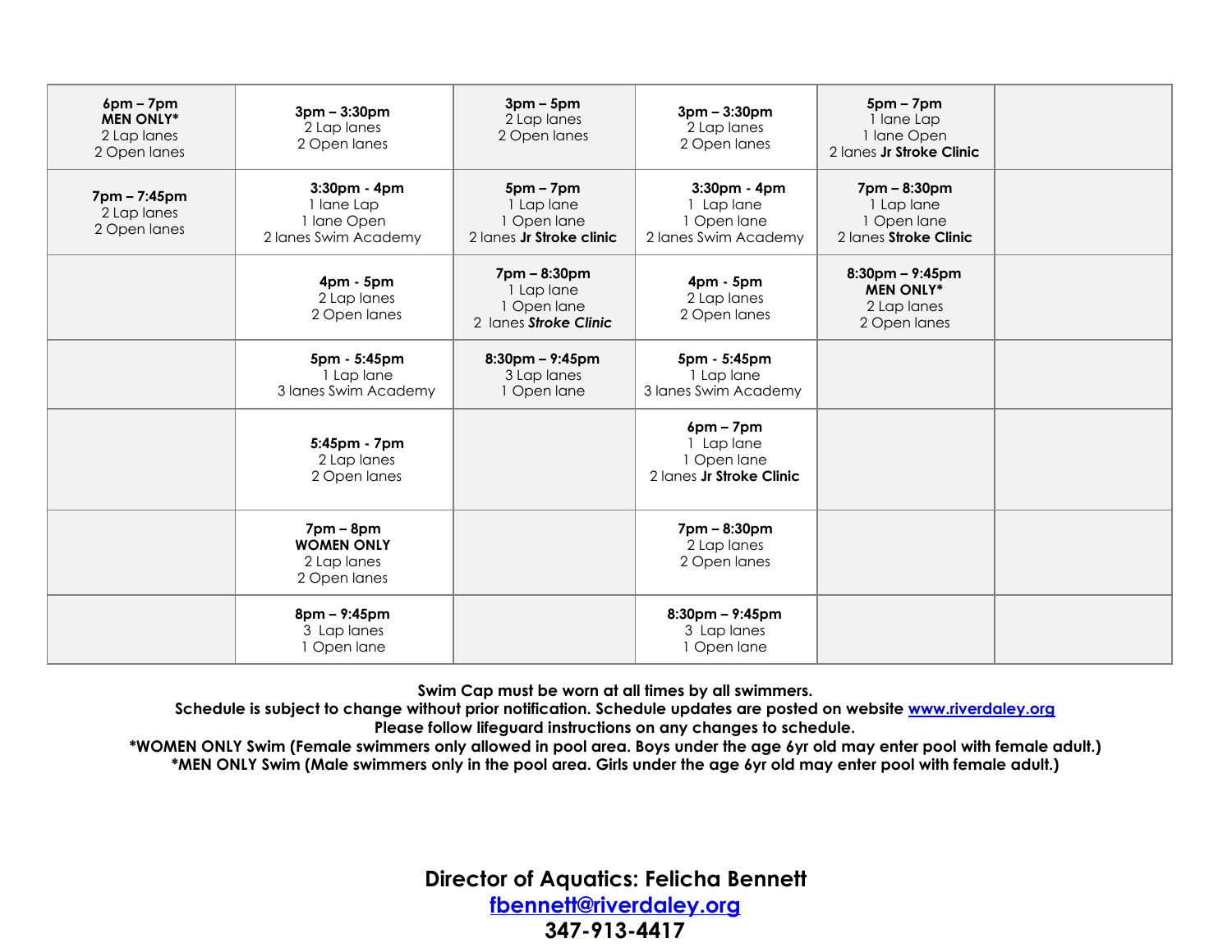| | | | | | |
|---|---|---|---|---|---|
| **6pm – 7pm**<br>**MEN ONLY***<br>2 Lap lanes<br>2 Open lanes | **3pm – 3:30pm**<br>2 Lap lanes<br>2 Open lanes | **3pm – 5pm**<br>2 Lap lanes<br>2 Open lanes | **3pm – 3:30pm**<br>2 Lap lanes<br>2 Open lanes | **5pm – 7pm**<br>1 lane Lap<br>1 lane Open<br>2 lanes **Jr Stroke Clinic** | |
| **7pm – 7:45pm**<br>2 Lap lanes<br>2 Open lanes | **3:30pm - 4pm**<br>1 lane Lap<br>1 lane Open<br>2 lanes Swim Academy | **5pm – 7pm**<br>1 Lap lane<br>1 Open lane<br>2 lanes **Jr Stroke clinic** | **3:30pm - 4pm**<br>1 Lap lane<br>1 Open lane<br>2 lanes Swim Academy | **7pm – 8:30pm**<br>1 Lap lane<br>1 Open lane<br>2 lanes **Stroke Clinic** | |
| | **4pm - 5pm**<br>2 Lap lanes<br>2 Open lanes | **7pm – 8:30pm**<br>1 Lap lane<br>1 Open lane<br>2 lanes ***Stroke Clinic*** | **4pm - 5pm**<br>2 Lap lanes<br>2 Open lanes | **8:30pm – 9:45pm**<br>**MEN ONLY***<br>2 Lap lanes<br>2 Open lanes | |
| | **5pm - 5:45pm**<br>1 Lap lane<br>3 lanes Swim Academy | **8:30pm – 9:45pm**<br>3 Lap lanes<br>1 Open lane | **5pm - 5:45pm**<br>1 Lap lane<br>3 lanes Swim Academy | | |
| | **5:45pm - 7pm**<br>2 Lap lanes<br>2 Open lanes | | **6pm – 7pm**<br>1 Lap lane<br>1 Open lane<br>2 lanes **Jr Stroke Clinic** | | |
| | **7pm – 8pm**<br>**WOMEN ONLY**<br>2 Lap lanes<br>2 Open lanes | | **7pm – 8:30pm**<br>2 Lap lanes<br>2 Open lanes | | |
| | **8pm – 9:45pm**<br>3 Lap lanes<br>1 Open lane | | **8:30pm – 9:45pm**<br>3 Lap lanes<br>1 Open lane | | |

**Swim Cap must be worn at all times by all swimmers.**

**Schedule is subject to change without prior notification. Schedule updates are posted on website [www.riverdaley.org](http://www.riverdaley.org)**

**Please follow lifeguard instructions on any changes to schedule.**

***WOMEN ONLY Swim (Female swimmers only allowed in pool area. Boys under the age 6yr old may enter pool with female adult.)**

***MEN ONLY Swim (Male swimmers only in the pool area. Girls under the age 6yr old may enter pool with female adult.)**

**Director of Aquatics: Felicha Bennett**

**[fbennett@riverdaley.org](mailto:fbennett@riverdaley.org)**

**347-913-4417**